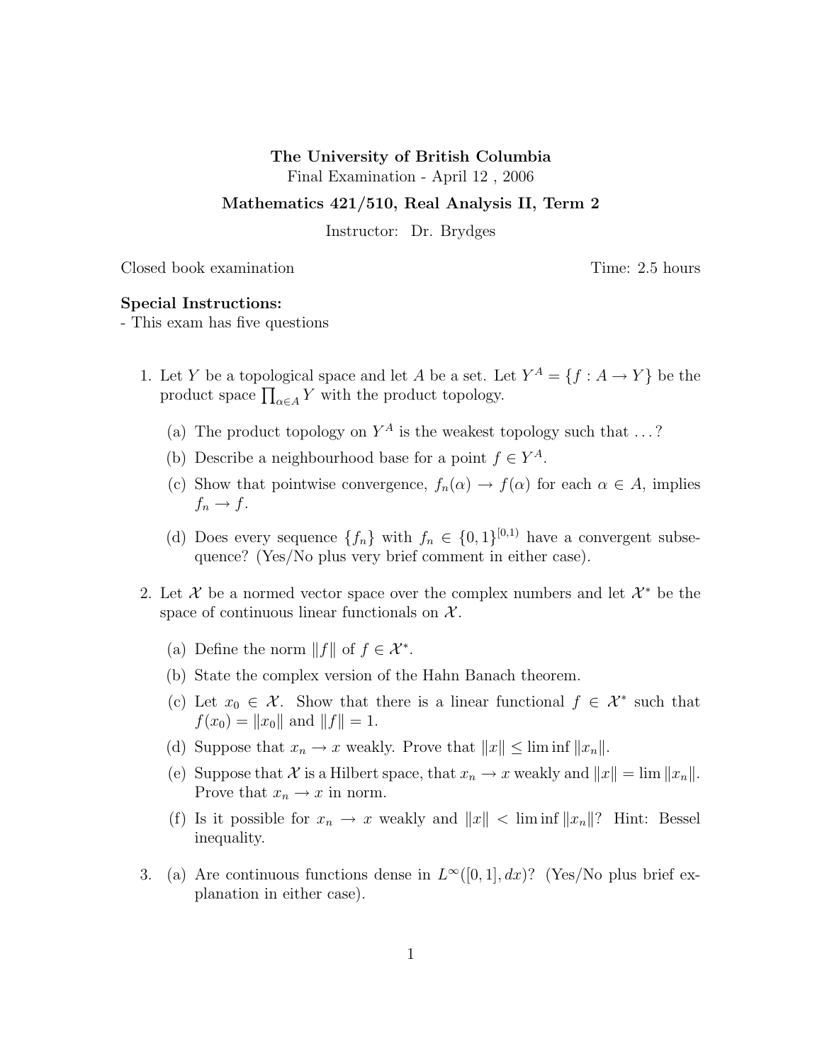**The University of British Columbia**

Final Examination - April 12 , 2006

**Mathematics 421/510, Real Analysis II, Term 2**

Instructor: Dr. Brydges

Closed book examination Time: 2.5 hours

**Special Instructions:**
- This exam has five questions

1. Let $Y$ be a topological space and let $A$ be a set. Let $Y^A = \{f : A \to Y\}$ be the product space $\prod_{\alpha \in A} Y$ with the product topology.

   (a) The product topology on $Y^A$ is the weakest topology such that ...?

   (b) Describe a neighbourhood base for a point $f \in Y^A$.

   (c) Show that pointwise convergence, $f_n(\alpha) \to f(\alpha)$ for each $\alpha \in A$, implies $f_n \to f$.

   (d) Does every sequence $\{f_n\}$ with $f_n \in \{0, 1\}^{[0,1)}$ have a convergent subsequence? (Yes/No plus very brief comment in either case).

2. Let $\mathcal{X}$ be a normed vector space over the complex numbers and let $\mathcal{X}^*$ be the space of continuous linear functionals on $\mathcal{X}$.

   (a) Define the norm $\|f\|$ of $f \in \mathcal{X}^*$.

   (b) State the complex version of the Hahn Banach theorem.

   (c) Let $x_0 \in \mathcal{X}$. Show that there is a linear functional $f \in \mathcal{X}^*$ such that $f(x_0) = \|x_0\|$ and $\|f\| = 1$.

   (d) Suppose that $x_n \to x$ weakly. Prove that $\|x\| \leq \liminf \|x_n\|$.

   (e) Suppose that $\mathcal{X}$ is a Hilbert space, that $x_n \to x$ weakly and $\|x\| = \lim \|x_n\|$. Prove that $x_n \to x$ in norm.

   (f) Is it possible for $x_n \to x$ weakly and $\|x\| < \liminf \|x_n\|$? Hint: Bessel inequality.

3. (a) Are continuous functions dense in $L^\infty([0, 1], dx)$? (Yes/No plus brief explanation in either case).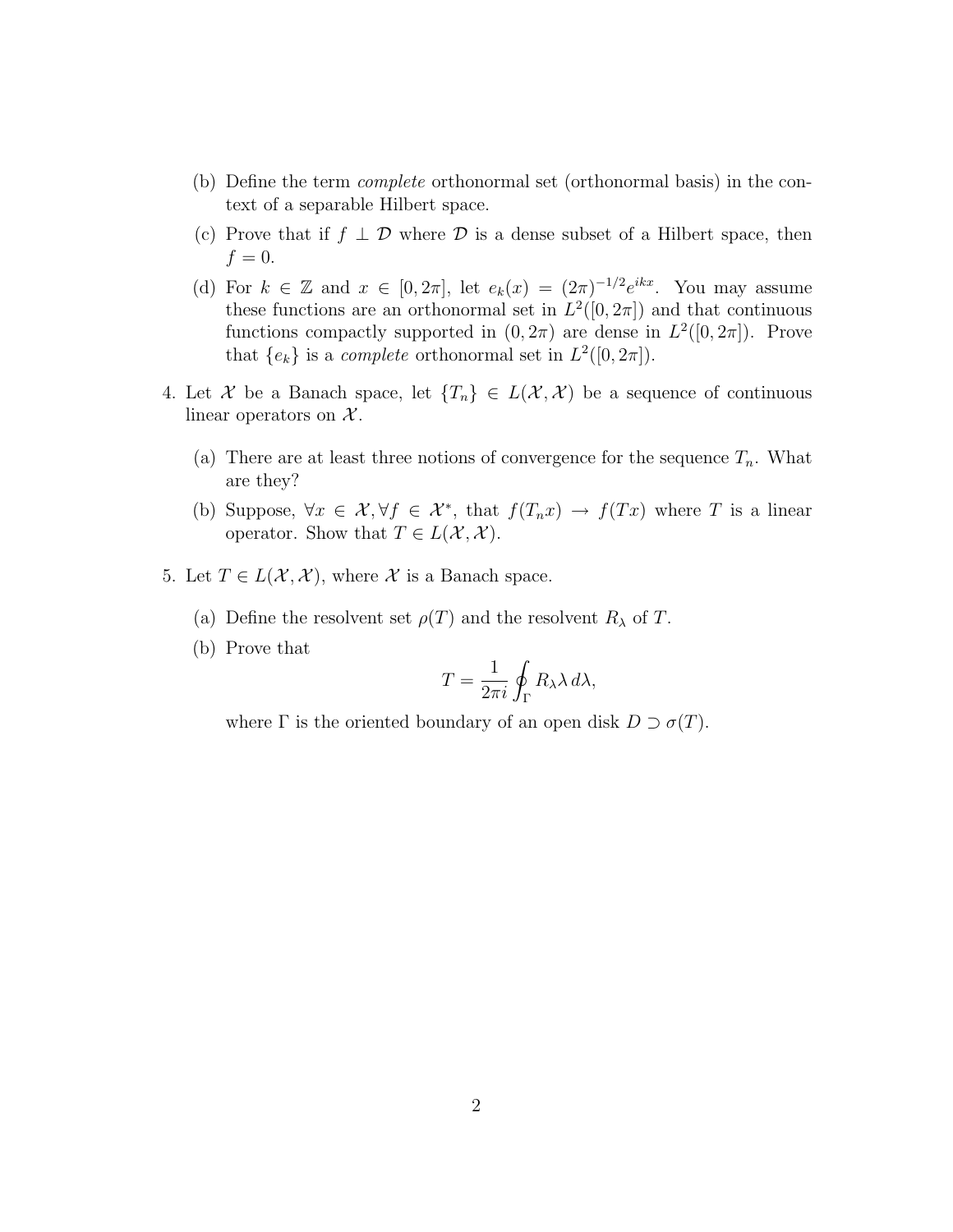(b) Define the term *complete* orthonormal set (orthonormal basis) in the context of a separable Hilbert space.

(c) Prove that if $f \perp \mathcal{D}$ where $\mathcal{D}$ is a dense subset of a Hilbert space, then $f = 0$.

(d) For $k \in \mathbb{Z}$ and $x \in [0, 2\pi]$, let $e_k(x) = (2\pi)^{-1/2} e^{ikx}$. You may assume these functions are an orthonormal set in $L^2([0, 2\pi])$ and that continuous functions compactly supported in $(0, 2\pi)$ are dense in $L^2([0, 2\pi])$. Prove that $\{e_k\}$ is a *complete* orthonormal set in $L^2([0, 2\pi])$.

4. Let $\mathcal{X}$ be a Banach space, let $\{T_n\} \in L(\mathcal{X}, \mathcal{X})$ be a sequence of continuous linear operators on $\mathcal{X}$.

   (a) There are at least three notions of convergence for the sequence $T_n$. What are they?

   (b) Suppose, $\forall x \in \mathcal{X}, \forall f \in \mathcal{X}^*$, that $f(T_n x) \to f(Tx)$ where $T$ is a linear operator. Show that $T \in L(\mathcal{X}, \mathcal{X})$.

5. Let $T \in L(\mathcal{X}, \mathcal{X})$, where $\mathcal{X}$ is a Banach space.

   (a) Define the resolvent set $\rho(T)$ and the resolvent $R_\lambda$ of $T$.

   (b) Prove that

   $$T = \frac{1}{2\pi i} \oint_\Gamma R_\lambda \lambda \, d\lambda,$$

   where $\Gamma$ is the oriented boundary of an open disk $D \supset \sigma(T)$.